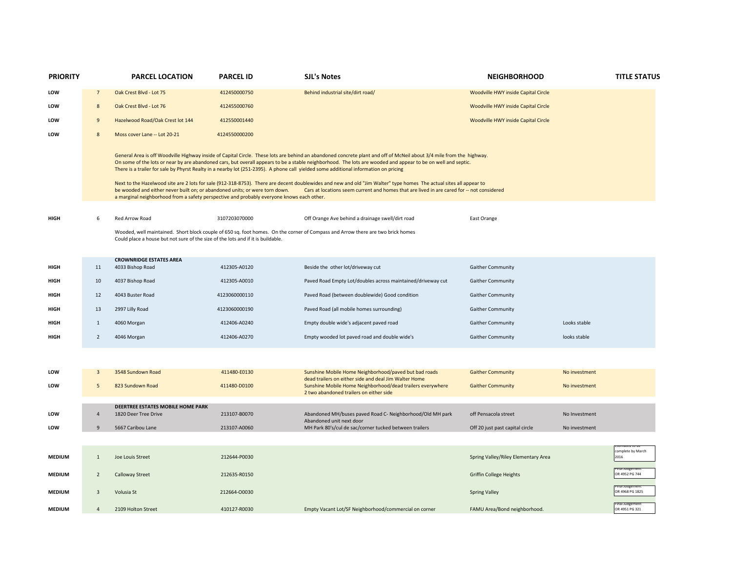| PRIORITY | | PARCEL LOCATION | PARCEL ID | SJL's Notes | NEIGHBORHOOD | | TITLE STATUS |
|---|---|---|---|---|---|---|---|
| LOW | 7 | Oak Crest Blvd - Lot 75 | 412450000750 | Behind industrial site/dirt road/ | Woodville HWY inside Capital Circle | | |
| LOW | 8 | Oak Crest Blvd - Lot 76 | 412455000760 | | Woodville HWY inside Capital Circle | | |
| LOW | 9 | Hazelwood Road/Oak Crest lot 144 | 412550001440 | | Woodville HWY inside Capital Circle | | |
| LOW | 8 | Moss cover Lane -- Lot 20-21 | 4124550000200 | | | | |

General Area is off Woodville Highway inside of Capital Circle. These lots are behind an abandoned concrete plant and off of McNeil about 3/4 mile from the highway. On some of the lots or near by are abandoned cars, but overall appears to be a stable neighborhood. The lots are wooded and appear to be on well and septic. There is a trailer for sale by Phyrst Realty in a nearby lot (251-2395). A phone call yielded some additional information on pricing

Next to the Hazelwood site are 2 lots for sale (912-318-8753). There are decent doublewides and new and old "Jim Walter" type homes The actual sites all appear to be wooded and either never built on; or abandoned units; or were torn down. Cars at locations seem current and homes that are lived in are cared for -- not considered a marginal neighborhood from a safety perspective and probably everyone knows each other.

| PRIORITY | | PARCEL LOCATION | PARCEL ID | SJL's Notes | NEIGHBORHOOD | | TITLE STATUS |
|---|---|---|---|---|---|---|---|
| HIGH | 6 | Red Arrow Road | 3107203070000 | Off Orange Ave behind a drainage swell/dirt road | East Orange | | |

Wooded, well maintained. Short block couple of 650 sq. foot homes. On the corner of Compass and Arrow there are two brick homes Could place a house but not sure of the size of the lots and if it is buildable.

| PRIORITY | | PARCEL LOCATION | PARCEL ID | SJL's Notes | NEIGHBORHOOD | | TITLE STATUS |
|---|---|---|---|---|---|---|---|
| | | **CROWNRIDGE ESTATES AREA** | | | | | |
| HIGH | 11 | 4033 Bishop Road | 412305-A0120 | Beside the other lot/driveway cut | Gaither Community | | |
| HIGH | 10 | 4037 Bishop Road | 412305-A0010 | Paved Road Empty Lot/doubles across maintained/driveway cut | Gaither Community | | |
| HIGH | 12 | 4043 Buster Road | 4123060000110 | Paved Road (between doublewide) Good condition | Gaither Community | | |
| HIGH | 13 | 2997 Lilly Road | 4123060000190 | Paved Road (all mobile homes surrounding) | Gaither Community | | |
| HIGH | 1 | 4060 Morgan | 412406-A0240 | Empty double wide's adjacent paved road | Gaither Community | Looks stable | |
| HIGH | 2 | 4046 Morgan | 412406-A0270 | Empty wooded lot paved road and double wide's | Gaither Community | looks stable | |
| LOW | 3 | 3548 Sundown Road | 411480-E0130 | Sunshine Mobile Home Neighborhood/paved but bad roads dead trailers on either side and deal Jim Walter Home | Gaither Community | No investment | |
| LOW | 5 | 823 Sundown Road | 411480-D0100 | Sunshine Mobile Home Neighborhood/dead trailers everywhere 2 two abandoned trailers on either side | Gaither Community | No investment | |
| | | **DEERTREE ESTATES MOBILE HOME PARK** | | | | | |
| LOW | 4 | 1820 Deer Tree Drive | 213107-B0070 | Abandoned MH/buses paved Road C- Neighborhood/Old MH park Abandoned unit next door | off Pensacola street | No Investment | |
| LOW | 9 | 5667 Caribou Lane | 213107-A0060 | MH Park 80's/cul de sac/corner tucked between trailers | Off 20 just past capital circle | No investment | |
| MEDIUM | 1 | Joe Louis Street | 212644-P0030 | | Spring Valley/Riley Elementary Area | | Estimated to be complete by March 2016 |
| MEDIUM | 2 | Calloway Street | 212635-R0150 | | Griffin College Heights | | Final Judgement OR 4952 PG 744 |
| MEDIUM | 3 | Volusia St | 212664-O0030 | | Spring Valley | | Final Judgement OR 4968 PG 1825 |
| MEDIUM | 4 | 2109 Holton Street | 410127-R0030 | Empty Vacant Lot/SF Neighborhood/commercial on corner | FAMU Area/Bond neighborhood. | | Final Judgement OR 4951 PG 321 |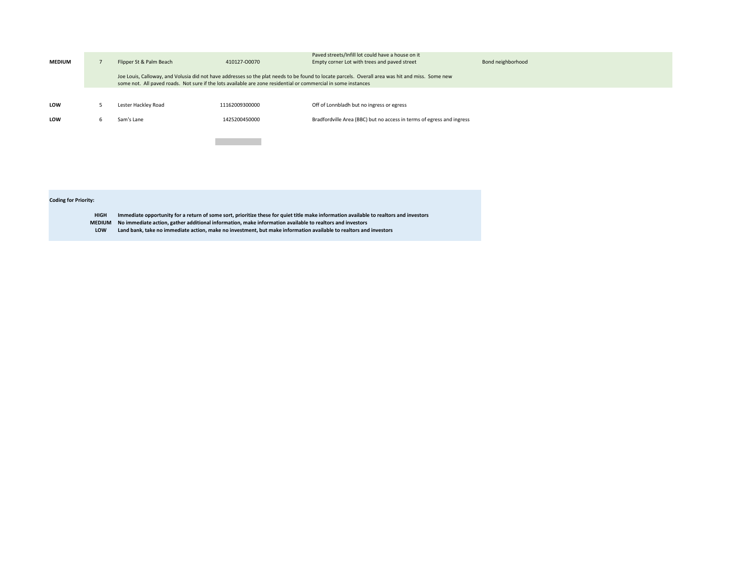| | | | | | |
|---|---|---|---|---|---|
| MEDIUM | 7 | Flipper St & Palm Beach | 410127-O0070 | Paved streets/Infill lot could have a house on it<br>Empty corner Lot with trees and paved street | Bond neighborhood |
| | | Joe Louis, Calloway, and Volusia did not have addresses so the plat needs to be found to locate parcels. Overall area was hit and miss. Some new some not. All paved roads. Not sure if the lots available are zone residential or commercial in some instances | | | |
| LOW | 5 | Lester Hackley Road | 11162009300000 | Off of Lonnbladh but no ingress or egress | |
| LOW | 6 | Sam's Lane | 1425200450000 | Bradfordville Area (BBC) but no access in terms of egress and ingress | |

**Coding for Priority:**

| | |
|---|---|
| **HIGH** | **Immediate opportunity for a return of some sort, prioritize these for quiet title make information available to realtors and investors** |
| **MEDIUM** | **No immediate action, gather additional information, make information available to realtors and investors** |
| **LOW** | **Land bank, take no immediate action, make no investment, but make information available to realtors and investors** |